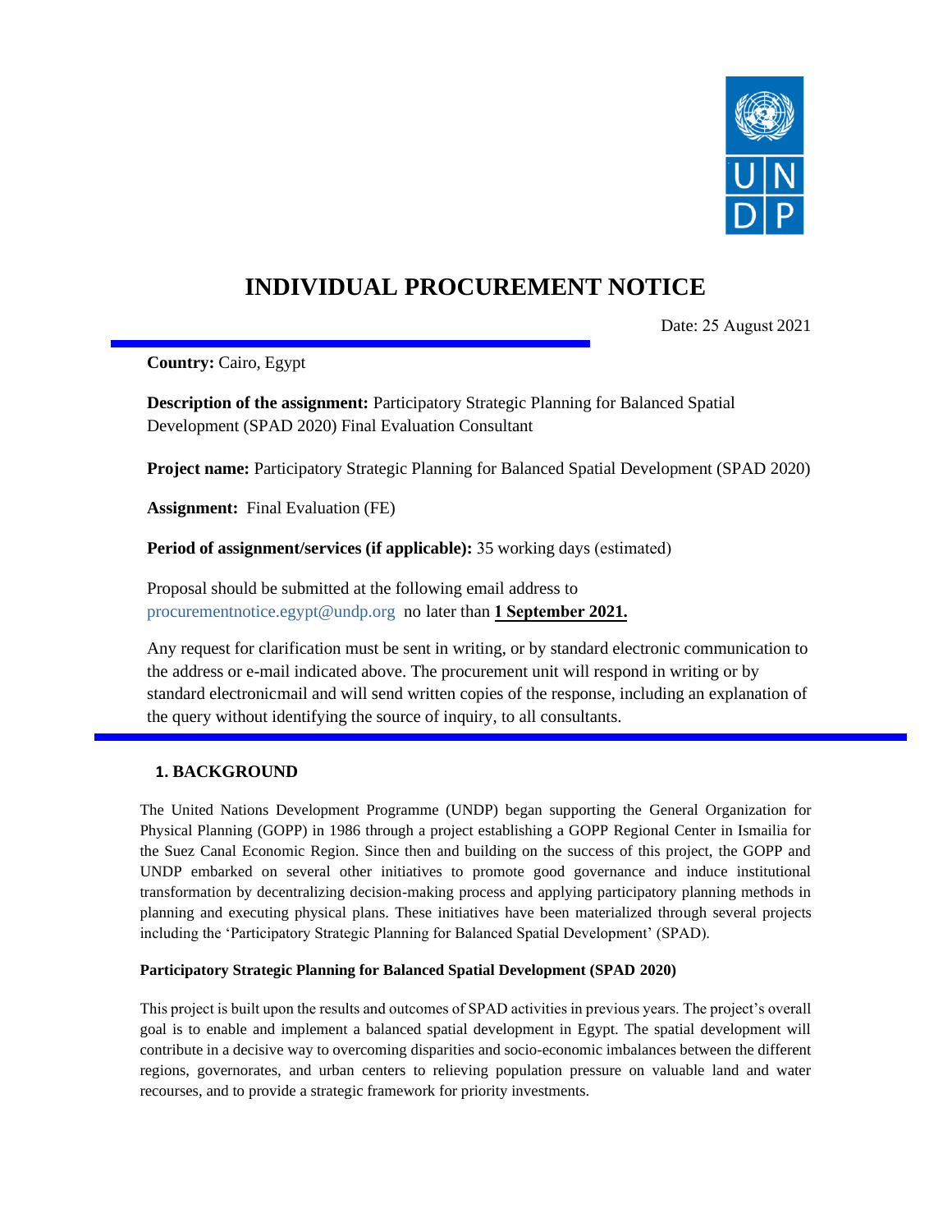# INDIVIDUAL PROCUREMENT NOTICE

Date: 25 August 2021

**Country:** Cairo, Egypt

**Description of the assignment:** Participatory Strategic Planning for Balanced Spatial Development (SPAD 2020) Final Evaluation Consultant

**Project name:** Participatory Strategic Planning for Balanced Spatial Development (SPAD 2020)

**Assignment:** Final Evaluation (FE)

**Period of assignment/services (if applicable):** 35 working days (estimated)

Proposal should be submitted at the following email address to procurementnotice.egypt@undp.org no later than **1 September 2021.**

Any request for clarification must be sent in writing, or by standard electronic communication to the address or e-mail indicated above. The procurement unit will respond in writing or by standard electronicmail and will send written copies of the response, including an explanation of the query without identifying the source of inquiry, to all consultants.

## 1. BACKGROUND

The United Nations Development Programme (UNDP) began supporting the General Organization for Physical Planning (GOPP) in 1986 through a project establishing a GOPP Regional Center in Ismailia for the Suez Canal Economic Region. Since then and building on the success of this project, the GOPP and UNDP embarked on several other initiatives to promote good governance and induce institutional transformation by decentralizing decision-making process and applying participatory planning methods in planning and executing physical plans. These initiatives have been materialized through several projects including the 'Participatory Strategic Planning for Balanced Spatial Development' (SPAD).

### Participatory Strategic Planning for Balanced Spatial Development (SPAD 2020)

This project is built upon the results and outcomes of SPAD activities in previous years. The project's overall goal is to enable and implement a balanced spatial development in Egypt. The spatial development will contribute in a decisive way to overcoming disparities and socio-economic imbalances between the different regions, governorates, and urban centers to relieving population pressure on valuable land and water recourses, and to provide a strategic framework for priority investments.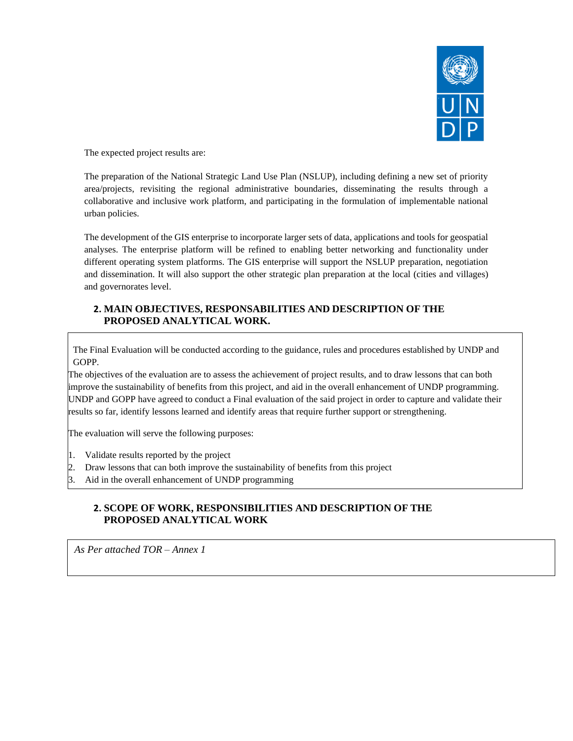The expected project results are:

The preparation of the National Strategic Land Use Plan (NSLUP), including defining a new set of priority area/projects, revisiting the regional administrative boundaries, disseminating the results through a collaborative and inclusive work platform, and participating in the formulation of implementable national urban policies.

The development of the GIS enterprise to incorporate larger sets of data, applications and tools for geospatial analyses. The enterprise platform will be refined to enabling better networking and functionality under different operating system platforms. The GIS enterprise will support the NSLUP preparation, negotiation and dissemination. It will also support the other strategic plan preparation at the local (cities and villages) and governorates level.

## 2. MAIN OBJECTIVES, RESPONSABILITIES AND DESCRIPTION OF THE PROPOSED ANALYTICAL WORK.

The Final Evaluation will be conducted according to the guidance, rules and procedures established by UNDP and GOPP.

The objectives of the evaluation are to assess the achievement of project results, and to draw lessons that can both improve the sustainability of benefits from this project, and aid in the overall enhancement of UNDP programming. UNDP and GOPP have agreed to conduct a Final evaluation of the said project in order to capture and validate their results so far, identify lessons learned and identify areas that require further support or strengthening.

The evaluation will serve the following purposes:

1. Validate results reported by the project
2. Draw lessons that can both improve the sustainability of benefits from this project
3. Aid in the overall enhancement of UNDP programming

## 2. SCOPE OF WORK, RESPONSIBILITIES AND DESCRIPTION OF THE PROPOSED ANALYTICAL WORK

*As Per attached TOR – Annex 1*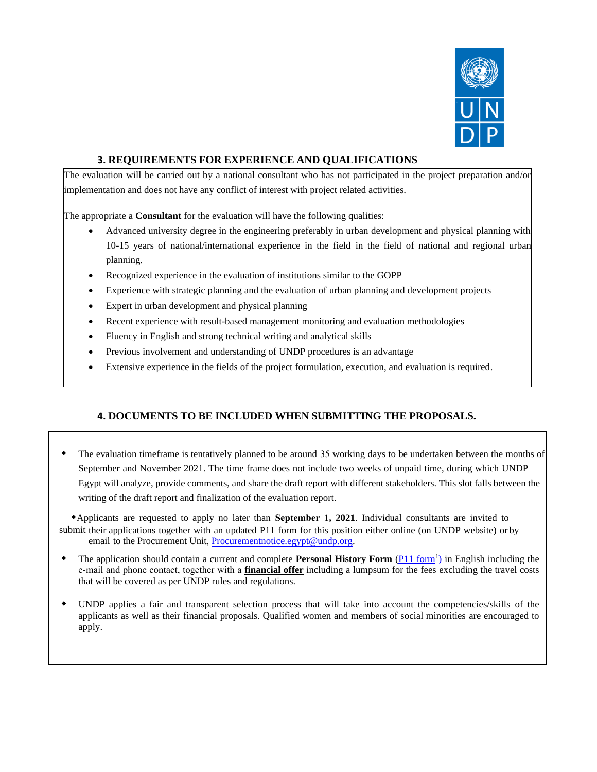### 3. REQUIREMENTS FOR EXPERIENCE AND QUALIFICATIONS

The evaluation will be carried out by a national consultant who has not participated in the project preparation and/or implementation and does not have any conflict of interest with project related activities.

The appropriate a **Consultant** for the evaluation will have the following qualities:

- Advanced university degree in the engineering preferably in urban development and physical planning with 10-15 years of national/international experience in the field in the field of national and regional urban planning.
- Recognized experience in the evaluation of institutions similar to the GOPP
- Experience with strategic planning and the evaluation of urban planning and development projects
- Expert in urban development and physical planning
- Recent experience with result-based management monitoring and evaluation methodologies
- Fluency in English and strong technical writing and analytical skills
- Previous involvement and understanding of UNDP procedures is an advantage
- Extensive experience in the fields of the project formulation, execution, and evaluation is required.

### 4. DOCUMENTS TO BE INCLUDED WHEN SUBMITTING THE PROPOSALS.

- The evaluation timeframe is tentatively planned to be around 35 working days to be undertaken between the months of September and November 2021. The time frame does not include two weeks of unpaid time, during which UNDP Egypt will analyze, provide comments, and share the draft report with different stakeholders. This slot falls between the writing of the draft report and finalization of the evaluation report.
- Applicants are requested to apply no later than **September 1, 2021**. Individual consultants are invited to submit their applications together with an updated P11 form for this position either online (on UNDP website) or by email to the Procurement Unit, Procurementnotice.egypt@undp.org.
- The application should contain a current and complete **Personal History Form** (P11 form[1]) in English including the e-mail and phone contact, together with a **financial offer** including a lumpsum for the fees excluding the travel costs that will be covered as per UNDP rules and regulations.
- UNDP applies a fair and transparent selection process that will take into account the competencies/skills of the applicants as well as their financial proposals. Qualified women and members of social minorities are encouraged to apply.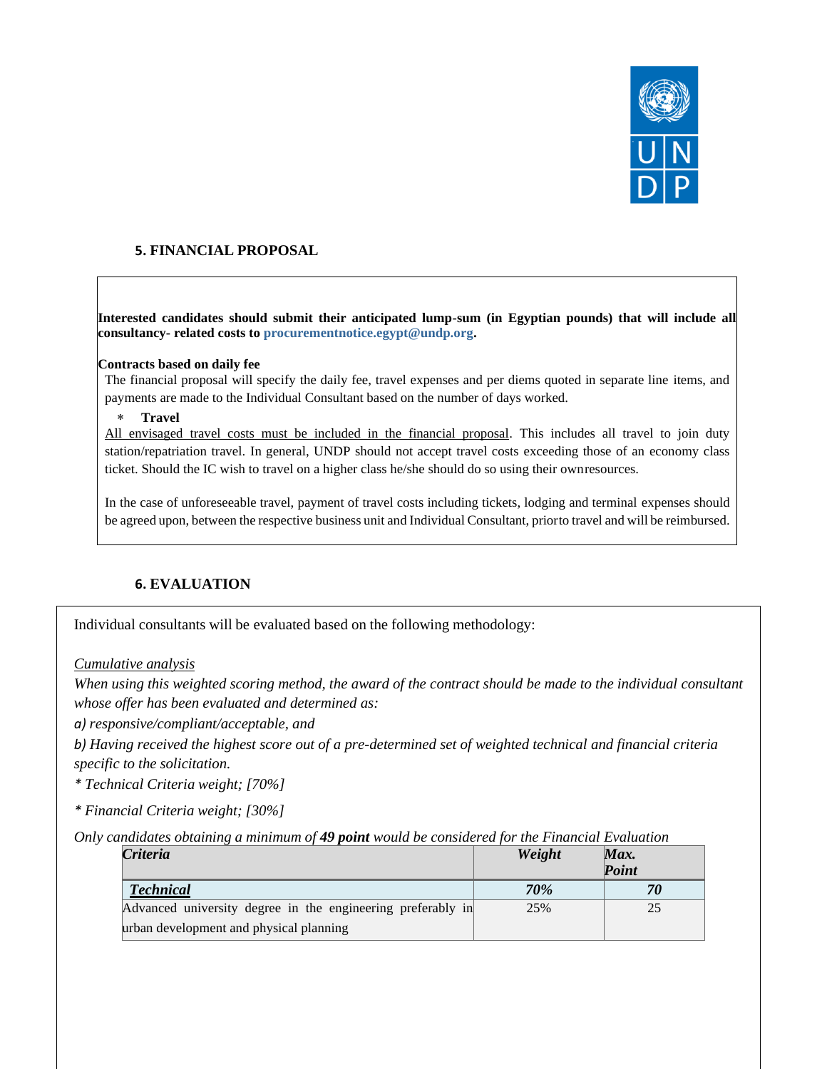### 5. FINANCIAL PROPOSAL

**Interested candidates should submit their anticipated lump-sum (in Egyptian pounds) that will include all consultancy- related costs to procurementnotice.egypt@undp.org.**

**Contracts based on daily fee**

The financial proposal will specify the daily fee, travel expenses and per diems quoted in separate line items, and payments are made to the Individual Consultant based on the number of days worked.

- **Travel**

All envisaged travel costs must be included in the financial proposal. This includes all travel to join duty station/repatriation travel. In general, UNDP should not accept travel costs exceeding those of an economy class ticket. Should the IC wish to travel on a higher class he/she should do so using their own resources.

In the case of unforeseeable travel, payment of travel costs including tickets, lodging and terminal expenses should be agreed upon, between the respective business unit and Individual Consultant, prior to travel and will be reimbursed.

### 6. EVALUATION

Individual consultants will be evaluated based on the following methodology:

*Cumulative analysis*

*When using this weighted scoring method, the award of the contract should be made to the individual consultant whose offer has been evaluated and determined as:*

*a) responsive/compliant/acceptable, and*

*b) Having received the highest score out of a pre-determined set of weighted technical and financial criteria specific to the solicitation.*

*\* Technical Criteria weight; [70%]*

*\* Financial Criteria weight; [30%]*

*Only candidates obtaining a minimum of **49 point** would be considered for the Financial Evaluation*

| *Criteria* | *Weight* | *Max. Point* |
|---|---|---|
| ***Technical*** | ***70%*** | ***70*** |
| Advanced university degree in the engineering preferably in urban development and physical planning | 25% | 25 |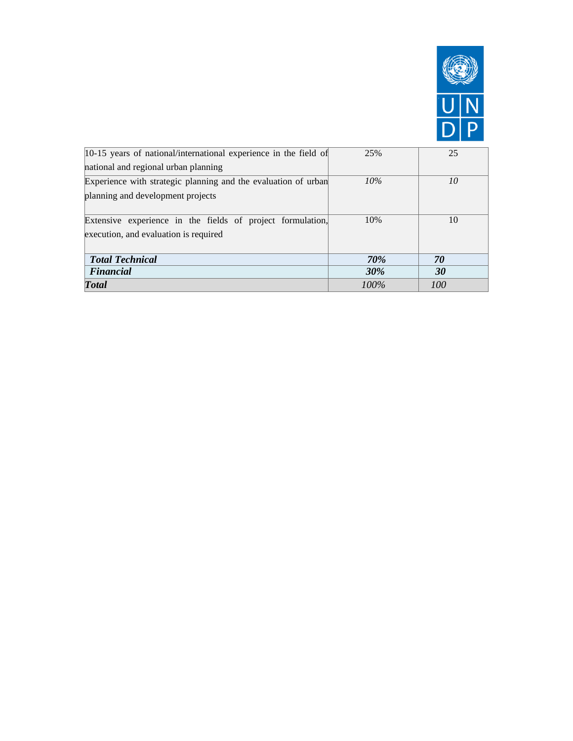| | | |
|---|---|---|
| 10-15 years of national/international experience in the field of national and regional urban planning | 25% | 25 |
| Experience with strategic planning and the evaluation of urban planning and development projects | *10%* | *10* |
| Extensive experience in the fields of project formulation, execution, and evaluation is required | 10% | 10 |
| ***Total Technical*** | ***70%*** | ***70*** |
| ***Financial*** | ***30%*** | ***30*** |
| ***Total*** | *100%* | *100* |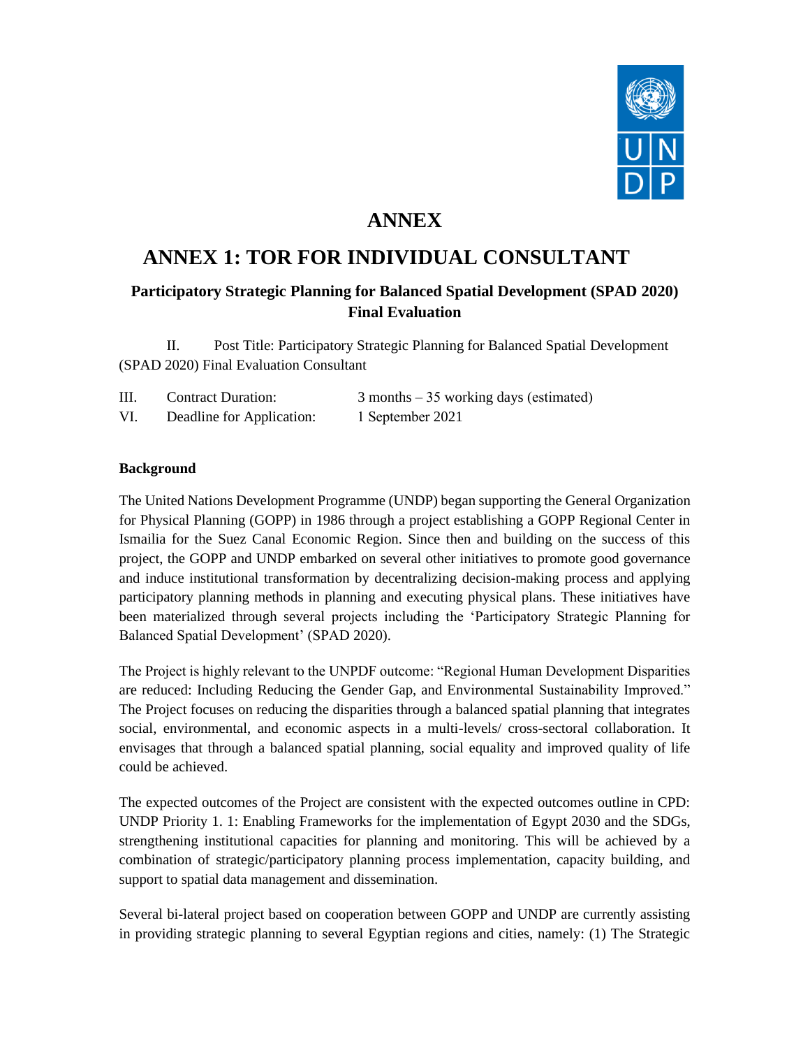# ANNEX

# ANNEX 1: TOR FOR INDIVIDUAL CONSULTANT

### Participatory Strategic Planning for Balanced Spatial Development (SPAD 2020) Final Evaluation

II. Post Title: Participatory Strategic Planning for Balanced Spatial Development (SPAD 2020) Final Evaluation Consultant

| | | |
|---|---|---|
| III. | Contract Duration: | 3 months – 35 working days (estimated) |
| VI. | Deadline for Application: | 1 September 2021 |

**Background**

The United Nations Development Programme (UNDP) began supporting the General Organization for Physical Planning (GOPP) in 1986 through a project establishing a GOPP Regional Center in Ismailia for the Suez Canal Economic Region. Since then and building on the success of this project, the GOPP and UNDP embarked on several other initiatives to promote good governance and induce institutional transformation by decentralizing decision-making process and applying participatory planning methods in planning and executing physical plans. These initiatives have been materialized through several projects including the 'Participatory Strategic Planning for Balanced Spatial Development' (SPAD 2020).

The Project is highly relevant to the UNPDF outcome: "Regional Human Development Disparities are reduced: Including Reducing the Gender Gap, and Environmental Sustainability Improved." The Project focuses on reducing the disparities through a balanced spatial planning that integrates social, environmental, and economic aspects in a multi-levels/ cross-sectoral collaboration. It envisages that through a balanced spatial planning, social equality and improved quality of life could be achieved.

The expected outcomes of the Project are consistent with the expected outcomes outline in CPD: UNDP Priority 1. 1: Enabling Frameworks for the implementation of Egypt 2030 and the SDGs, strengthening institutional capacities for planning and monitoring. This will be achieved by a combination of strategic/participatory planning process implementation, capacity building, and support to spatial data management and dissemination.

Several bi-lateral project based on cooperation between GOPP and UNDP are currently assisting in providing strategic planning to several Egyptian regions and cities, namely: (1) The Strategic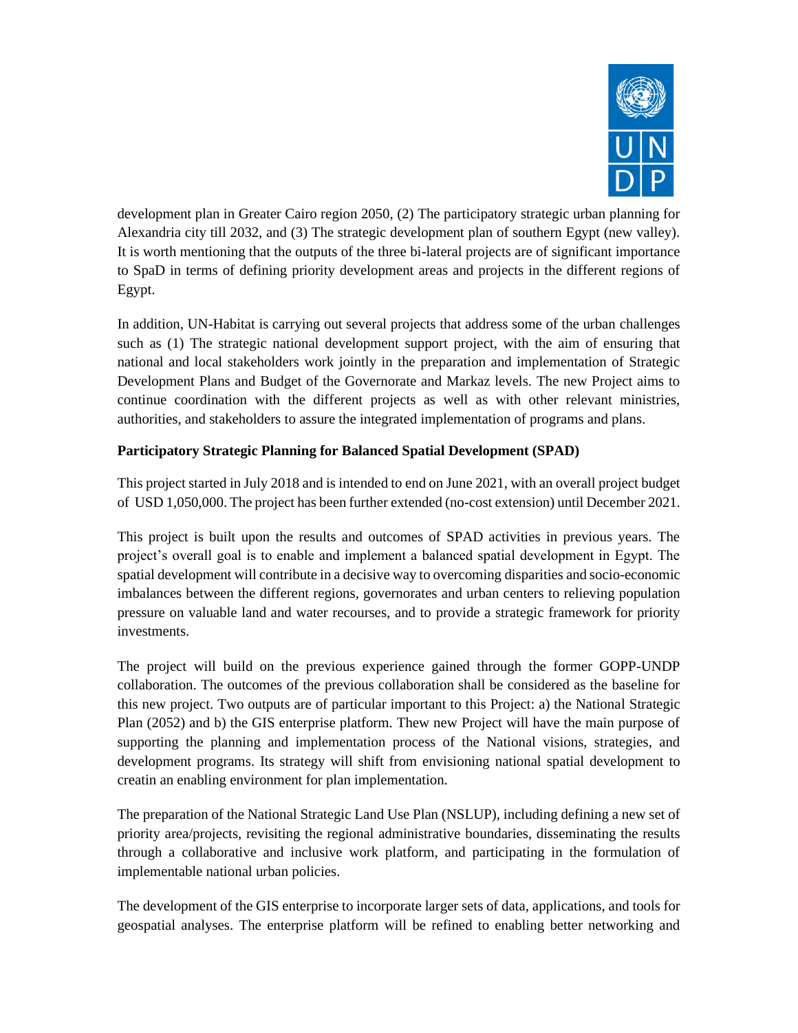development plan in Greater Cairo region 2050, (2) The participatory strategic urban planning for Alexandria city till 2032, and (3) The strategic development plan of southern Egypt (new valley). It is worth mentioning that the outputs of the three bi-lateral projects are of significant importance to SpaD in terms of defining priority development areas and projects in the different regions of Egypt.

In addition, UN-Habitat is carrying out several projects that address some of the urban challenges such as (1) The strategic national development support project, with the aim of ensuring that national and local stakeholders work jointly in the preparation and implementation of Strategic Development Plans and Budget of the Governorate and Markaz levels. The new Project aims to continue coordination with the different projects as well as with other relevant ministries, authorities, and stakeholders to assure the integrated implementation of programs and plans.

**Participatory Strategic Planning for Balanced Spatial Development (SPAD)**

This project started in July 2018 and is intended to end on June 2021, with an overall project budget of USD 1,050,000. The project has been further extended (no-cost extension) until December 2021.

This project is built upon the results and outcomes of SPAD activities in previous years. The project's overall goal is to enable and implement a balanced spatial development in Egypt. The spatial development will contribute in a decisive way to overcoming disparities and socio-economic imbalances between the different regions, governorates and urban centers to relieving population pressure on valuable land and water recourses, and to provide a strategic framework for priority investments.

The project will build on the previous experience gained through the former GOPP-UNDP collaboration. The outcomes of the previous collaboration shall be considered as the baseline for this new project. Two outputs are of particular important to this Project: a) the National Strategic Plan (2052) and b) the GIS enterprise platform. Thew new Project will have the main purpose of supporting the planning and implementation process of the National visions, strategies, and development programs. Its strategy will shift from envisioning national spatial development to creatin an enabling environment for plan implementation.

The preparation of the National Strategic Land Use Plan (NSLUP), including defining a new set of priority area/projects, revisiting the regional administrative boundaries, disseminating the results through a collaborative and inclusive work platform, and participating in the formulation of implementable national urban policies.

The development of the GIS enterprise to incorporate larger sets of data, applications, and tools for geospatial analyses. The enterprise platform will be refined to enabling better networking and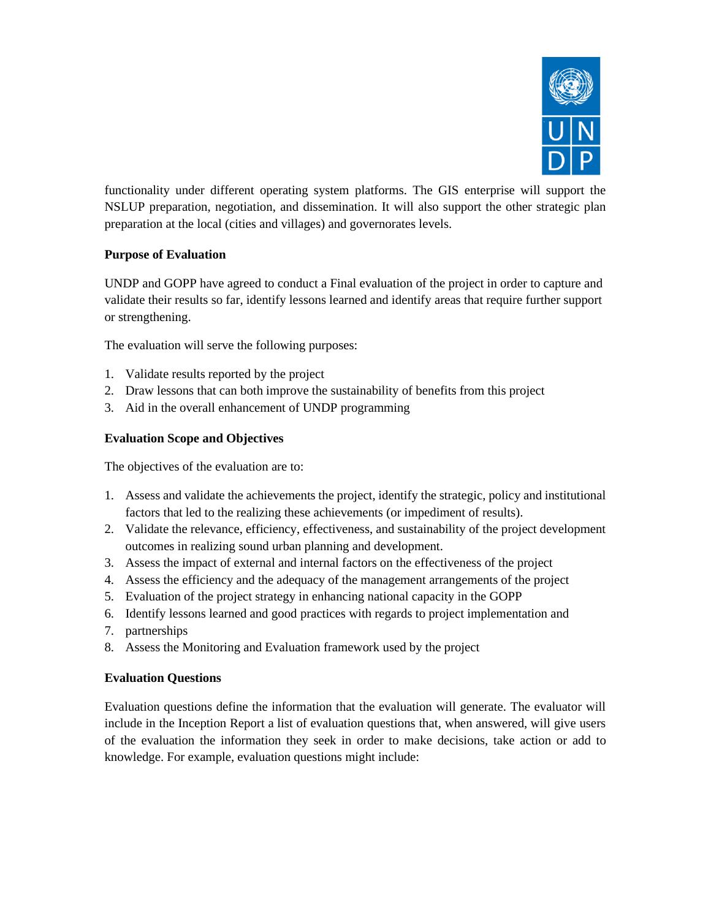functionality under different operating system platforms. The GIS enterprise will support the NSLUP preparation, negotiation, and dissemination. It will also support the other strategic plan preparation at the local (cities and villages) and governorates levels.

**Purpose of Evaluation**

UNDP and GOPP have agreed to conduct a Final evaluation of the project in order to capture and validate their results so far, identify lessons learned and identify areas that require further support or strengthening.

The evaluation will serve the following purposes:

1. Validate results reported by the project
2. Draw lessons that can both improve the sustainability of benefits from this project
3. Aid in the overall enhancement of UNDP programming

**Evaluation Scope and Objectives**

The objectives of the evaluation are to:

1. Assess and validate the achievements the project, identify the strategic, policy and institutional factors that led to the realizing these achievements (or impediment of results).
2. Validate the relevance, efficiency, effectiveness, and sustainability of the project development outcomes in realizing sound urban planning and development.
3. Assess the impact of external and internal factors on the effectiveness of the project
4. Assess the efficiency and the adequacy of the management arrangements of the project
5. Evaluation of the project strategy in enhancing national capacity in the GOPP
6. Identify lessons learned and good practices with regards to project implementation and
7. partnerships
8. Assess the Monitoring and Evaluation framework used by the project

**Evaluation Questions**

Evaluation questions define the information that the evaluation will generate. The evaluator will include in the Inception Report a list of evaluation questions that, when answered, will give users of the evaluation the information they seek in order to make decisions, take action or add to knowledge. For example, evaluation questions might include: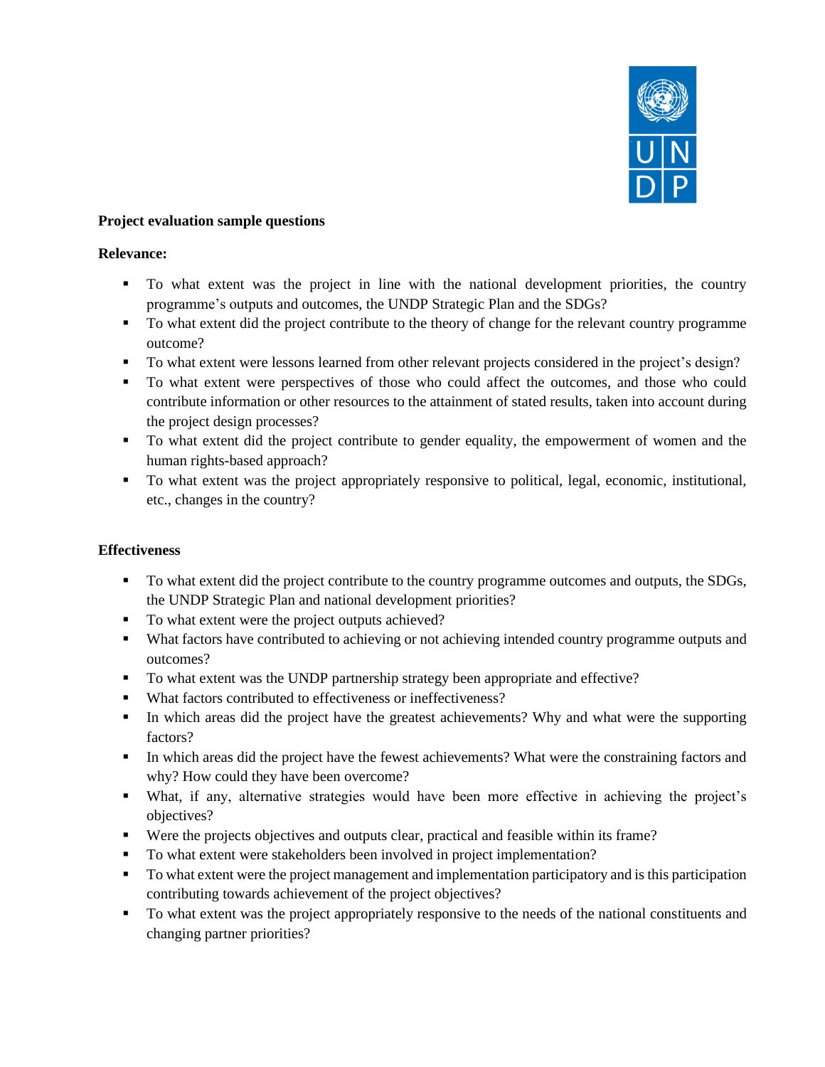**Project evaluation sample questions**

**Relevance:**

- To what extent was the project in line with the national development priorities, the country programme's outputs and outcomes, the UNDP Strategic Plan and the SDGs?
- To what extent did the project contribute to the theory of change for the relevant country programme outcome?
- To what extent were lessons learned from other relevant projects considered in the project's design?
- To what extent were perspectives of those who could affect the outcomes, and those who could contribute information or other resources to the attainment of stated results, taken into account during the project design processes?
- To what extent did the project contribute to gender equality, the empowerment of women and the human rights-based approach?
- To what extent was the project appropriately responsive to political, legal, economic, institutional, etc., changes in the country?

**Effectiveness**

- To what extent did the project contribute to the country programme outcomes and outputs, the SDGs, the UNDP Strategic Plan and national development priorities?
- To what extent were the project outputs achieved?
- What factors have contributed to achieving or not achieving intended country programme outputs and outcomes?
- To what extent was the UNDP partnership strategy been appropriate and effective?
- What factors contributed to effectiveness or ineffectiveness?
- In which areas did the project have the greatest achievements? Why and what were the supporting factors?
- In which areas did the project have the fewest achievements? What were the constraining factors and why? How could they have been overcome?
- What, if any, alternative strategies would have been more effective in achieving the project's objectives?
- Were the projects objectives and outputs clear, practical and feasible within its frame?
- To what extent were stakeholders been involved in project implementation?
- To what extent were the project management and implementation participatory and is this participation contributing towards achievement of the project objectives?
- To what extent was the project appropriately responsive to the needs of the national constituents and changing partner priorities?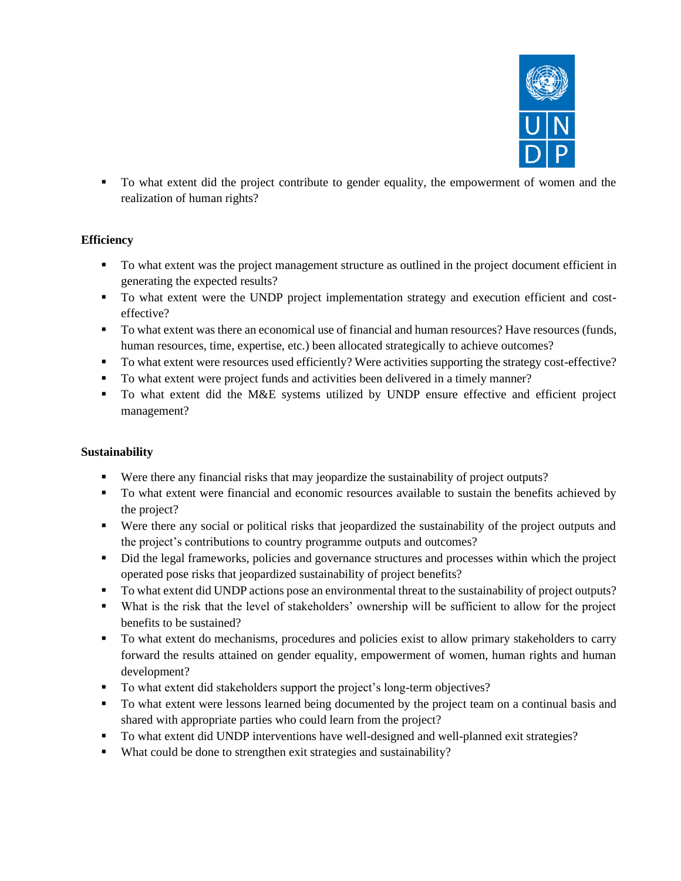- To what extent did the project contribute to gender equality, the empowerment of women and the realization of human rights?

**Efficiency**

- To what extent was the project management structure as outlined in the project document efficient in generating the expected results?
- To what extent were the UNDP project implementation strategy and execution efficient and cost-effective?
- To what extent was there an economical use of financial and human resources? Have resources (funds, human resources, time, expertise, etc.) been allocated strategically to achieve outcomes?
- To what extent were resources used efficiently? Were activities supporting the strategy cost-effective?
- To what extent were project funds and activities been delivered in a timely manner?
- To what extent did the M&E systems utilized by UNDP ensure effective and efficient project management?

**Sustainability**

- Were there any financial risks that may jeopardize the sustainability of project outputs?
- To what extent were financial and economic resources available to sustain the benefits achieved by the project?
- Were there any social or political risks that jeopardized the sustainability of the project outputs and the project's contributions to country programme outputs and outcomes?
- Did the legal frameworks, policies and governance structures and processes within which the project operated pose risks that jeopardized sustainability of project benefits?
- To what extent did UNDP actions pose an environmental threat to the sustainability of project outputs?
- What is the risk that the level of stakeholders' ownership will be sufficient to allow for the project benefits to be sustained?
- To what extent do mechanisms, procedures and policies exist to allow primary stakeholders to carry forward the results attained on gender equality, empowerment of women, human rights and human development?
- To what extent did stakeholders support the project's long-term objectives?
- To what extent were lessons learned being documented by the project team on a continual basis and shared with appropriate parties who could learn from the project?
- To what extent did UNDP interventions have well-designed and well-planned exit strategies?
- What could be done to strengthen exit strategies and sustainability?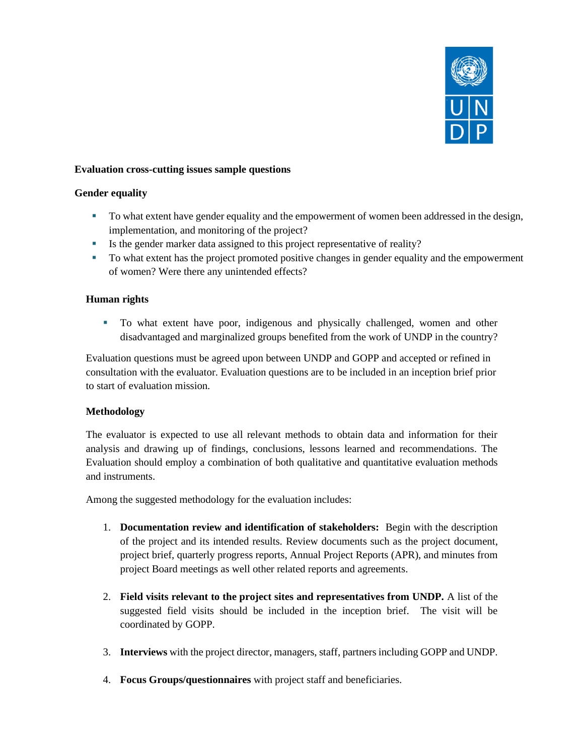**Evaluation cross-cutting issues sample questions**

**Gender equality**

- To what extent have gender equality and the empowerment of women been addressed in the design, implementation, and monitoring of the project?
- Is the gender marker data assigned to this project representative of reality?
- To what extent has the project promoted positive changes in gender equality and the empowerment of women? Were there any unintended effects?

**Human rights**

- To what extent have poor, indigenous and physically challenged, women and other disadvantaged and marginalized groups benefited from the work of UNDP in the country?

Evaluation questions must be agreed upon between UNDP and GOPP and accepted or refined in consultation with the evaluator. Evaluation questions are to be included in an inception brief prior to start of evaluation mission.

**Methodology**

The evaluator is expected to use all relevant methods to obtain data and information for their analysis and drawing up of findings, conclusions, lessons learned and recommendations. The Evaluation should employ a combination of both qualitative and quantitative evaluation methods and instruments.

Among the suggested methodology for the evaluation includes:

1. **Documentation review and identification of stakeholders:** Begin with the description of the project and its intended results. Review documents such as the project document, project brief, quarterly progress reports, Annual Project Reports (APR), and minutes from project Board meetings as well other related reports and agreements.

2. **Field visits relevant to the project sites and representatives from UNDP.** A list of the suggested field visits should be included in the inception brief. The visit will be coordinated by GOPP.

3. **Interviews** with the project director, managers, staff, partners including GOPP and UNDP.

4. **Focus Groups/questionnaires** with project staff and beneficiaries.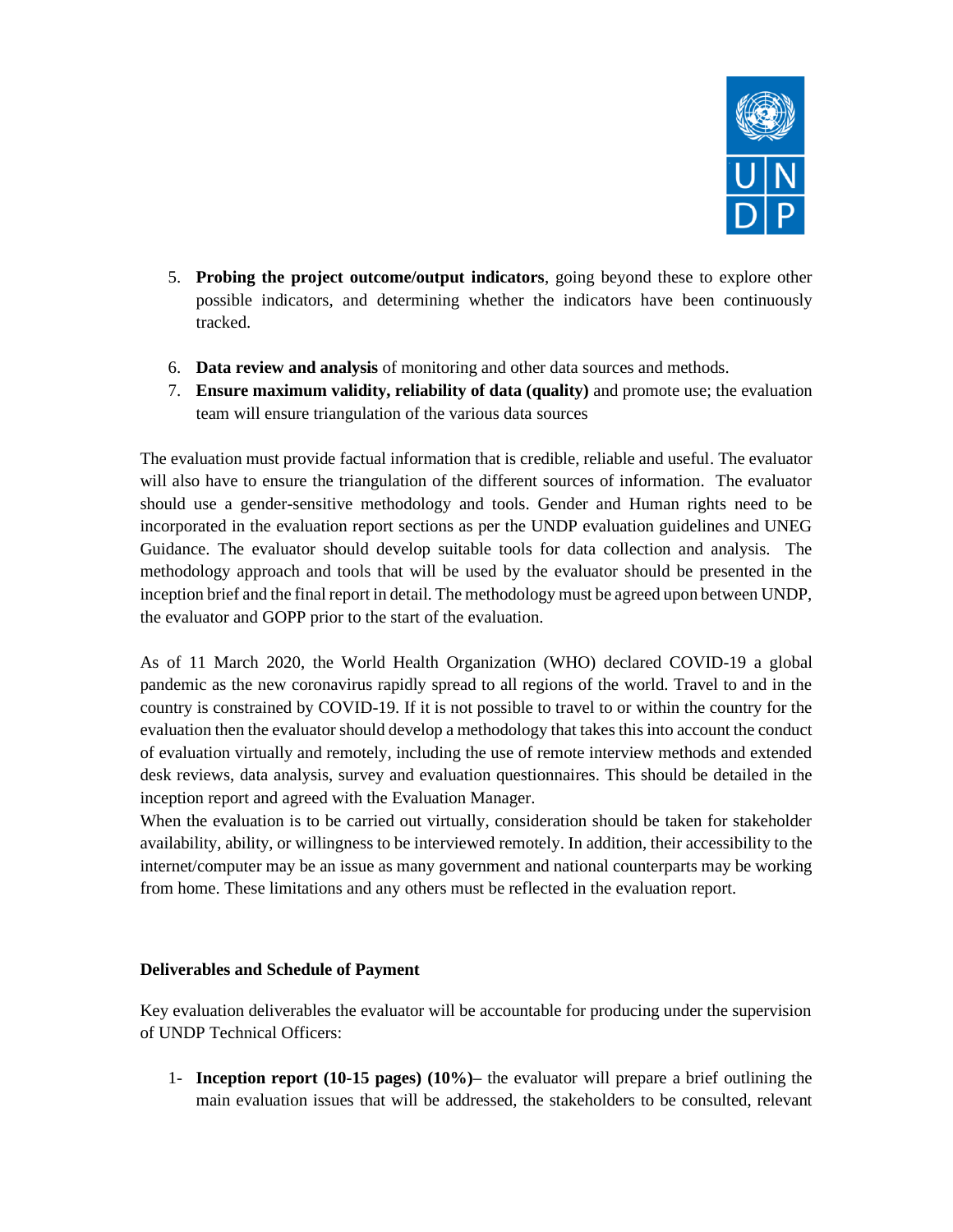5. **Probing the project outcome/output indicators**, going beyond these to explore other possible indicators, and determining whether the indicators have been continuously tracked.
6. **Data review and analysis** of monitoring and other data sources and methods.
7. **Ensure maximum validity, reliability of data (quality)** and promote use; the evaluation team will ensure triangulation of the various data sources

The evaluation must provide factual information that is credible, reliable and useful. The evaluator will also have to ensure the triangulation of the different sources of information. The evaluator should use a gender-sensitive methodology and tools. Gender and Human rights need to be incorporated in the evaluation report sections as per the UNDP evaluation guidelines and UNEG Guidance. The evaluator should develop suitable tools for data collection and analysis. The methodology approach and tools that will be used by the evaluator should be presented in the inception brief and the final report in detail. The methodology must be agreed upon between UNDP, the evaluator and GOPP prior to the start of the evaluation.

As of 11 March 2020, the World Health Organization (WHO) declared COVID-19 a global pandemic as the new coronavirus rapidly spread to all regions of the world. Travel to and in the country is constrained by COVID-19. If it is not possible to travel to or within the country for the evaluation then the evaluator should develop a methodology that takes this into account the conduct of evaluation virtually and remotely, including the use of remote interview methods and extended desk reviews, data analysis, survey and evaluation questionnaires. This should be detailed in the inception report and agreed with the Evaluation Manager.

When the evaluation is to be carried out virtually, consideration should be taken for stakeholder availability, ability, or willingness to be interviewed remotely. In addition, their accessibility to the internet/computer may be an issue as many government and national counterparts may be working from home. These limitations and any others must be reflected in the evaluation report.

**Deliverables and Schedule of Payment**

Key evaluation deliverables the evaluator will be accountable for producing under the supervision of UNDP Technical Officers:

1- **Inception report (10-15 pages) (10%)–** the evaluator will prepare a brief outlining the main evaluation issues that will be addressed, the stakeholders to be consulted, relevant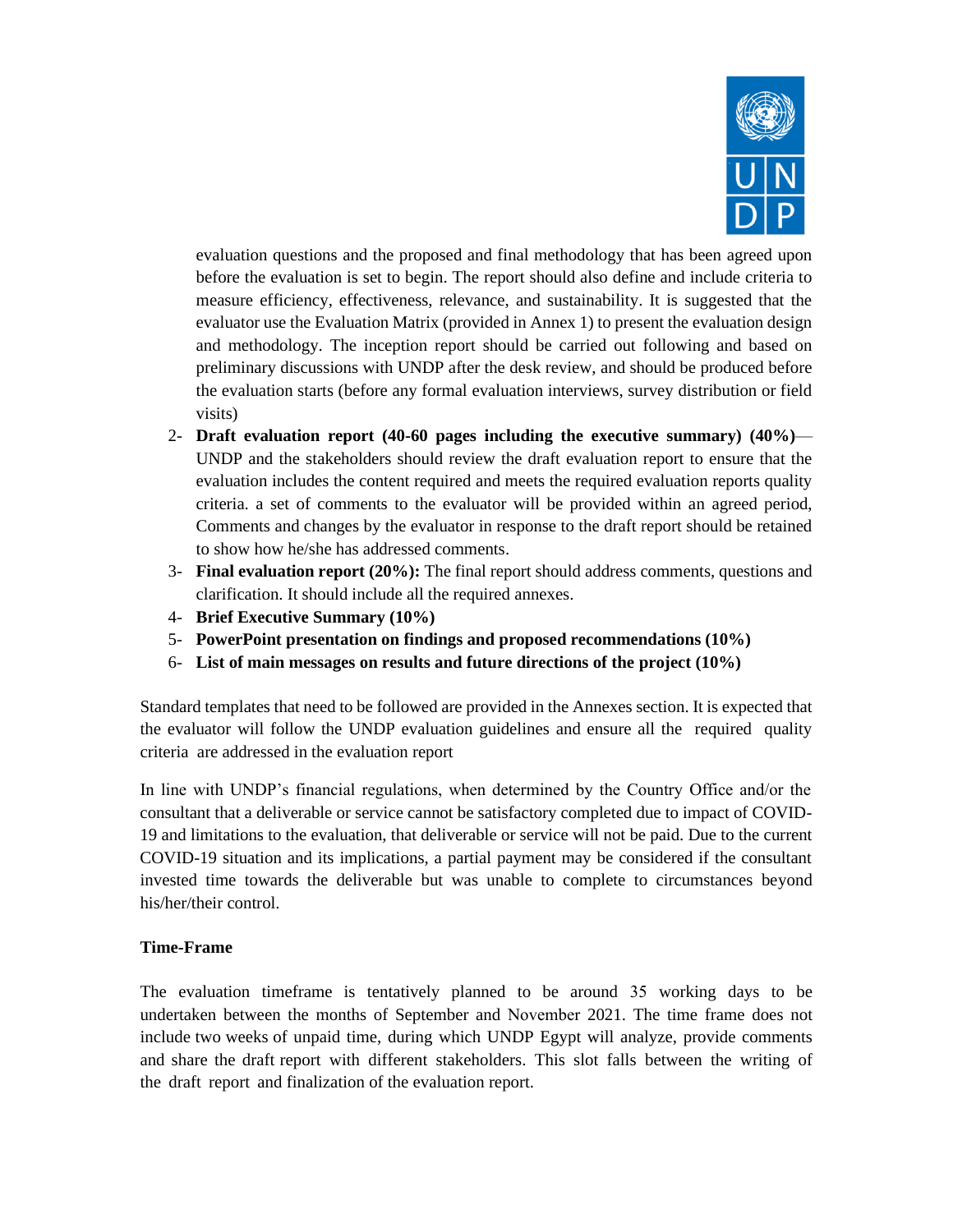evaluation questions and the proposed and final methodology that has been agreed upon before the evaluation is set to begin. The report should also define and include criteria to measure efficiency, effectiveness, relevance, and sustainability. It is suggested that the evaluator use the Evaluation Matrix (provided in Annex 1) to present the evaluation design and methodology. The inception report should be carried out following and based on preliminary discussions with UNDP after the desk review, and should be produced before the evaluation starts (before any formal evaluation interviews, survey distribution or field visits)

2- **Draft evaluation report (40-60 pages including the executive summary) (40%)**— UNDP and the stakeholders should review the draft evaluation report to ensure that the evaluation includes the content required and meets the required evaluation reports quality criteria. a set of comments to the evaluator will be provided within an agreed period, Comments and changes by the evaluator in response to the draft report should be retained to show how he/she has addressed comments.
3- **Final evaluation report (20%):** The final report should address comments, questions and clarification. It should include all the required annexes.
4- **Brief Executive Summary (10%)**
5- **PowerPoint presentation on findings and proposed recommendations (10%)**
6- **List of main messages on results and future directions of the project (10%)**

Standard templates that need to be followed are provided in the Annexes section. It is expected that the evaluator will follow the UNDP evaluation guidelines and ensure all the required quality criteria are addressed in the evaluation report

In line with UNDP's financial regulations, when determined by the Country Office and/or the consultant that a deliverable or service cannot be satisfactory completed due to impact of COVID-19 and limitations to the evaluation, that deliverable or service will not be paid. Due to the current COVID-19 situation and its implications, a partial payment may be considered if the consultant invested time towards the deliverable but was unable to complete to circumstances beyond his/her/their control.

**Time-Frame**

The evaluation timeframe is tentatively planned to be around 35 working days to be undertaken between the months of September and November 2021. The time frame does not include two weeks of unpaid time, during which UNDP Egypt will analyze, provide comments and share the draft report with different stakeholders. This slot falls between the writing of the draft report and finalization of the evaluation report.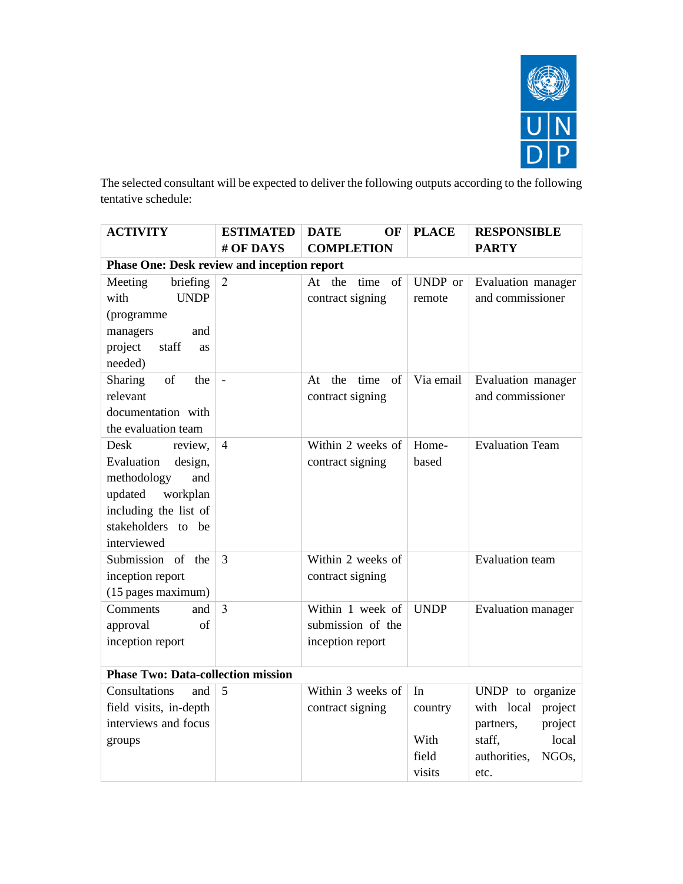The selected consultant will be expected to deliver the following outputs according to the following tentative schedule:

| ACTIVITY | ESTIMATED # OF DAYS | DATE OF COMPLETION | PLACE | RESPONSIBLE PARTY |
|---|---|---|---|---|
| **Phase One: Desk review and inception report** | | | | |
| Meeting briefing with UNDP (programme managers and project staff as needed) | 2 | At the time of contract signing | UNDP or remote | Evaluation manager and commissioner |
| Sharing of the relevant documentation with the evaluation team | - | At the time of contract signing | Via email | Evaluation manager and commissioner |
| Desk review, Evaluation design, methodology and updated workplan including the list of stakeholders to be interviewed | 4 | Within 2 weeks of contract signing | Home-based | Evaluation Team |
| Submission of the inception report (15 pages maximum) | 3 | Within 2 weeks of contract signing | | Evaluation team |
| Comments and approval of inception report | 3 | Within 1 week of submission of the inception report | UNDP | Evaluation manager |
| **Phase Two: Data-collection mission** | | | | |
| Consultations and field visits, in-depth interviews and focus groups | 5 | Within 3 weeks of contract signing | In country<br><br>With field visits | UNDP to organize with local project partners, project staff, local authorities, NGOs, etc. |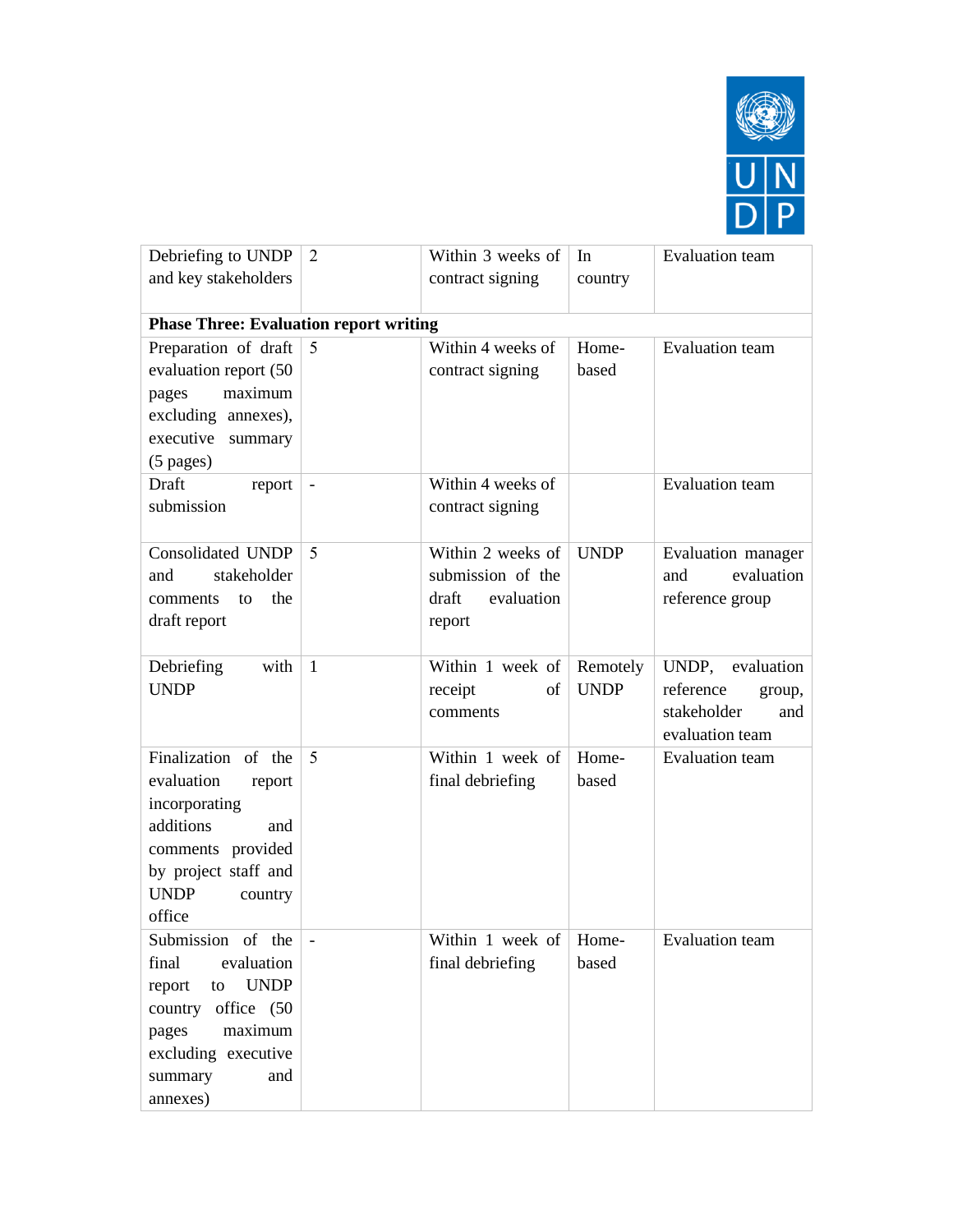| | | | | |
|---|---|---|---|---|
| Debriefing to UNDP and key stakeholders | 2 | Within 3 weeks of contract signing | In country | Evaluation team |
| **Phase Three: Evaluation report writing** | | | | |
| Preparation of draft evaluation report (50 pages maximum excluding annexes), executive summary (5 pages) | 5 | Within 4 weeks of contract signing | Home-based | Evaluation team |
| Draft report submission | - | Within 4 weeks of contract signing | | Evaluation team |
| Consolidated UNDP and stakeholder comments to the draft report | 5 | Within 2 weeks of submission of the draft evaluation report | UNDP | Evaluation manager and evaluation reference group |
| Debriefing with UNDP | 1 | Within 1 week of receipt of comments | Remotely UNDP | UNDP, evaluation reference group, stakeholder and evaluation team |
| Finalization of the evaluation report incorporating additions and comments provided by project staff and UNDP country office | 5 | Within 1 week of final debriefing | Home-based | Evaluation team |
| Submission of the final evaluation report to UNDP country office (50 pages maximum excluding executive summary and annexes) | - | Within 1 week of final debriefing | Home-based | Evaluation team |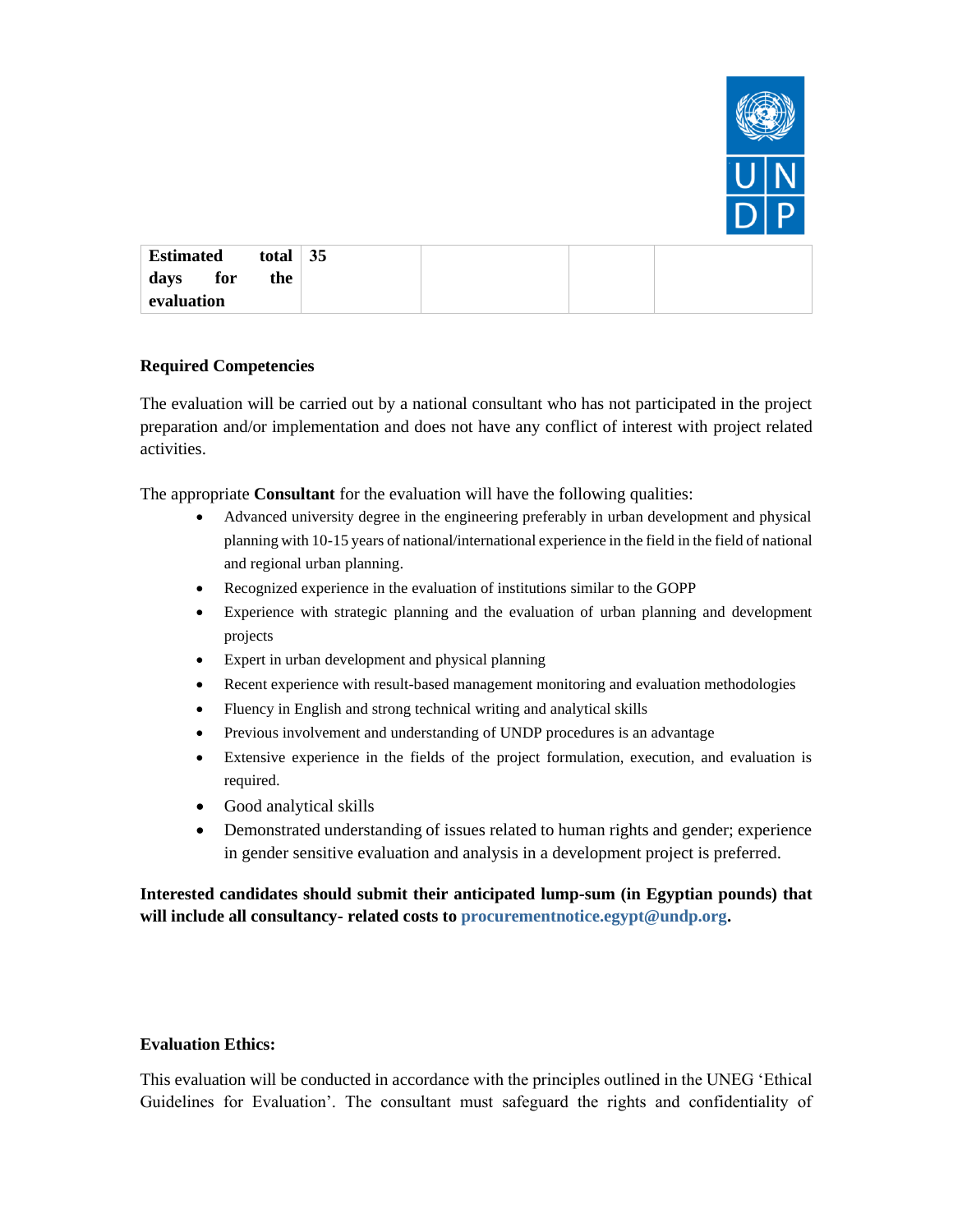| Estimated total days for the evaluation | 35 | | | |
|---|---|---|---|---|

**Required Competencies**

The evaluation will be carried out by a national consultant who has not participated in the project preparation and/or implementation and does not have any conflict of interest with project related activities.

The appropriate **Consultant** for the evaluation will have the following qualities:

- Advanced university degree in the engineering preferably in urban development and physical planning with 10-15 years of national/international experience in the field in the field of national and regional urban planning.
- Recognized experience in the evaluation of institutions similar to the GOPP
- Experience with strategic planning and the evaluation of urban planning and development projects
- Expert in urban development and physical planning
- Recent experience with result-based management monitoring and evaluation methodologies
- Fluency in English and strong technical writing and analytical skills
- Previous involvement and understanding of UNDP procedures is an advantage
- Extensive experience in the fields of the project formulation, execution, and evaluation is required.
- Good analytical skills
- Demonstrated understanding of issues related to human rights and gender; experience in gender sensitive evaluation and analysis in a development project is preferred.

**Interested candidates should submit their anticipated lump-sum (in Egyptian pounds) that will include all consultancy- related costs to procurementnotice.egypt@undp.org.**

**Evaluation Ethics:**

This evaluation will be conducted in accordance with the principles outlined in the UNEG 'Ethical Guidelines for Evaluation'. The consultant must safeguard the rights and confidentiality of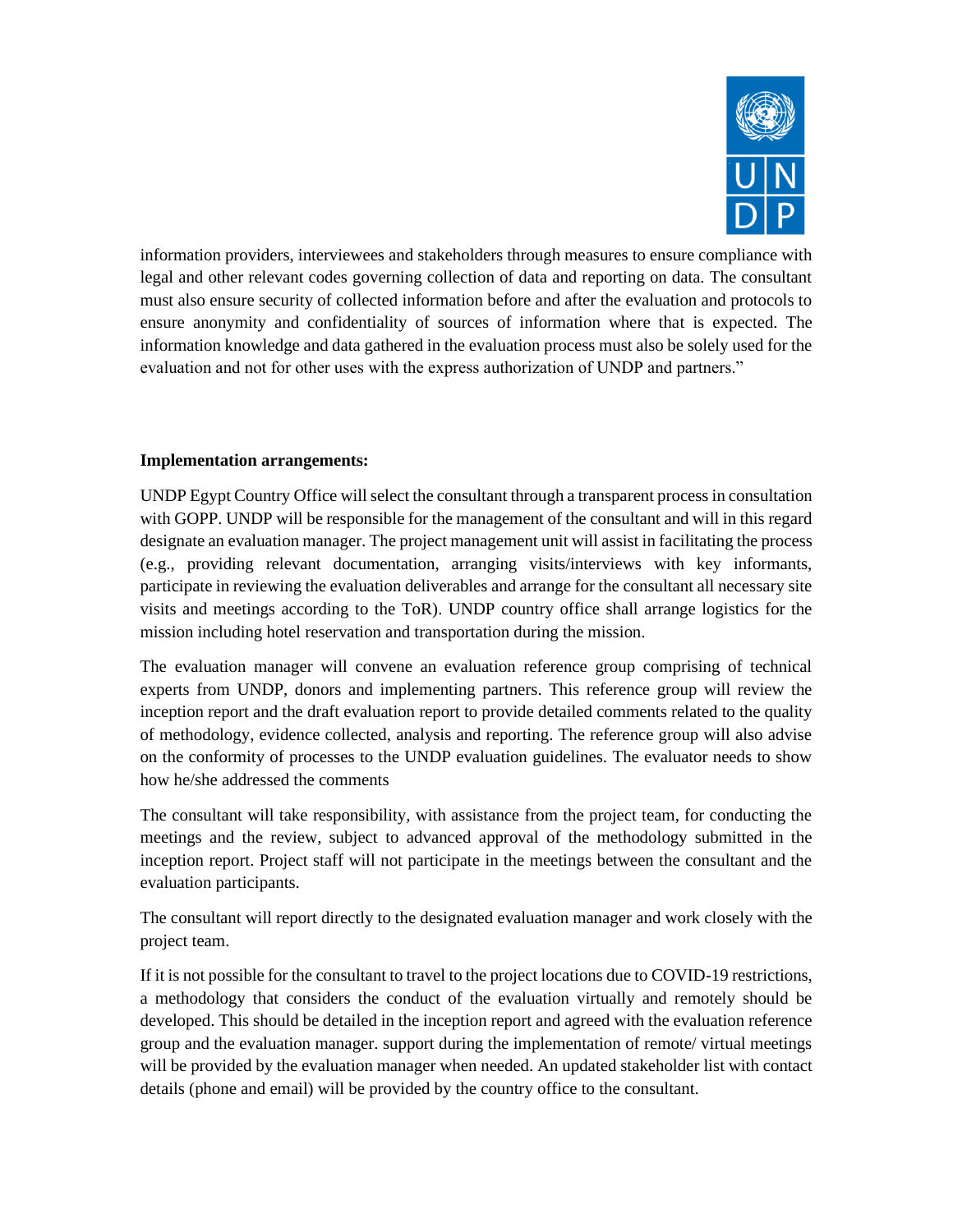information providers, interviewees and stakeholders through measures to ensure compliance with legal and other relevant codes governing collection of data and reporting on data. The consultant must also ensure security of collected information before and after the evaluation and protocols to ensure anonymity and confidentiality of sources of information where that is expected. The information knowledge and data gathered in the evaluation process must also be solely used for the evaluation and not for other uses with the express authorization of UNDP and partners."

**Implementation arrangements:**

UNDP Egypt Country Office will select the consultant through a transparent process in consultation with GOPP. UNDP will be responsible for the management of the consultant and will in this regard designate an evaluation manager. The project management unit will assist in facilitating the process (e.g., providing relevant documentation, arranging visits/interviews with key informants, participate in reviewing the evaluation deliverables and arrange for the consultant all necessary site visits and meetings according to the ToR). UNDP country office shall arrange logistics for the mission including hotel reservation and transportation during the mission.

The evaluation manager will convene an evaluation reference group comprising of technical experts from UNDP, donors and implementing partners. This reference group will review the inception report and the draft evaluation report to provide detailed comments related to the quality of methodology, evidence collected, analysis and reporting. The reference group will also advise on the conformity of processes to the UNDP evaluation guidelines. The evaluator needs to show how he/she addressed the comments

The consultant will take responsibility, with assistance from the project team, for conducting the meetings and the review, subject to advanced approval of the methodology submitted in the inception report. Project staff will not participate in the meetings between the consultant and the evaluation participants.

The consultant will report directly to the designated evaluation manager and work closely with the project team.

If it is not possible for the consultant to travel to the project locations due to COVID-19 restrictions, a methodology that considers the conduct of the evaluation virtually and remotely should be developed. This should be detailed in the inception report and agreed with the evaluation reference group and the evaluation manager. support during the implementation of remote/ virtual meetings will be provided by the evaluation manager when needed. An updated stakeholder list with contact details (phone and email) will be provided by the country office to the consultant.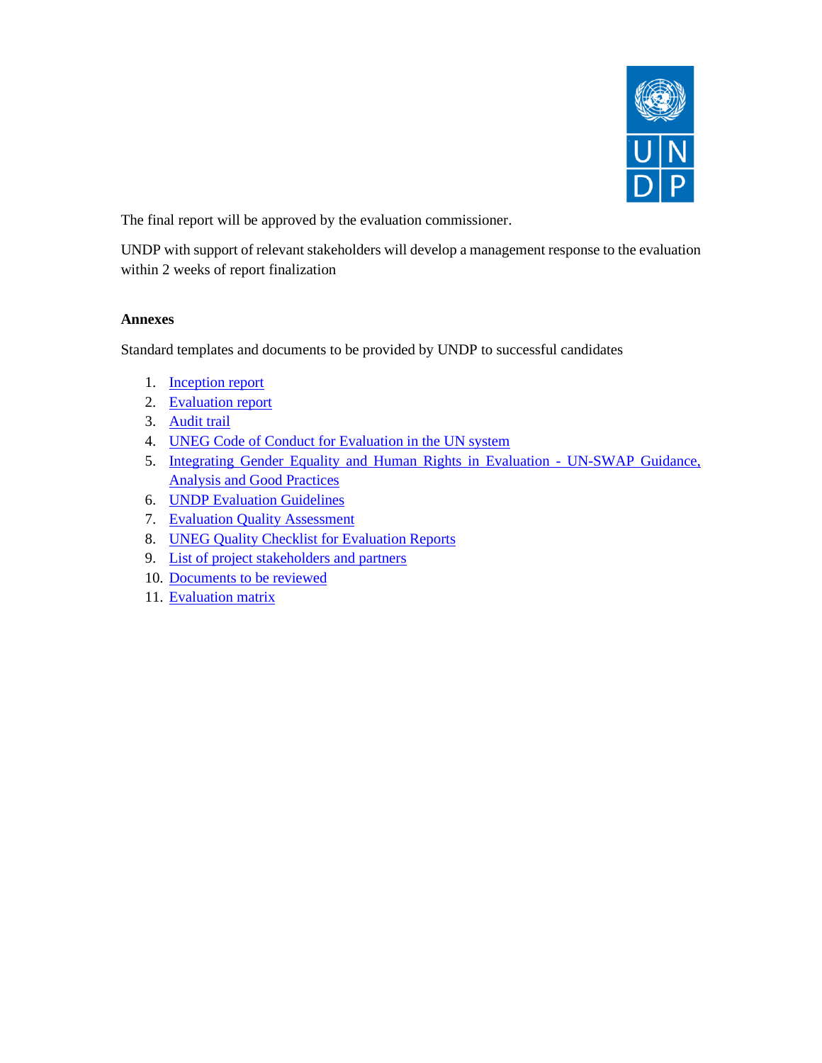The final report will be approved by the evaluation commissioner.

UNDP with support of relevant stakeholders will develop a management response to the evaluation within 2 weeks of report finalization

**Annexes**

Standard templates and documents to be provided by UNDP to successful candidates

1. Inception report
2. Evaluation report
3. Audit trail
4. UNEG Code of Conduct for Evaluation in the UN system
5. Integrating Gender Equality and Human Rights in Evaluation - UN-SWAP Guidance, Analysis and Good Practices
6. UNDP Evaluation Guidelines
7. Evaluation Quality Assessment
8. UNEG Quality Checklist for Evaluation Reports
9. List of project stakeholders and partners
10. Documents to be reviewed
11. Evaluation matrix